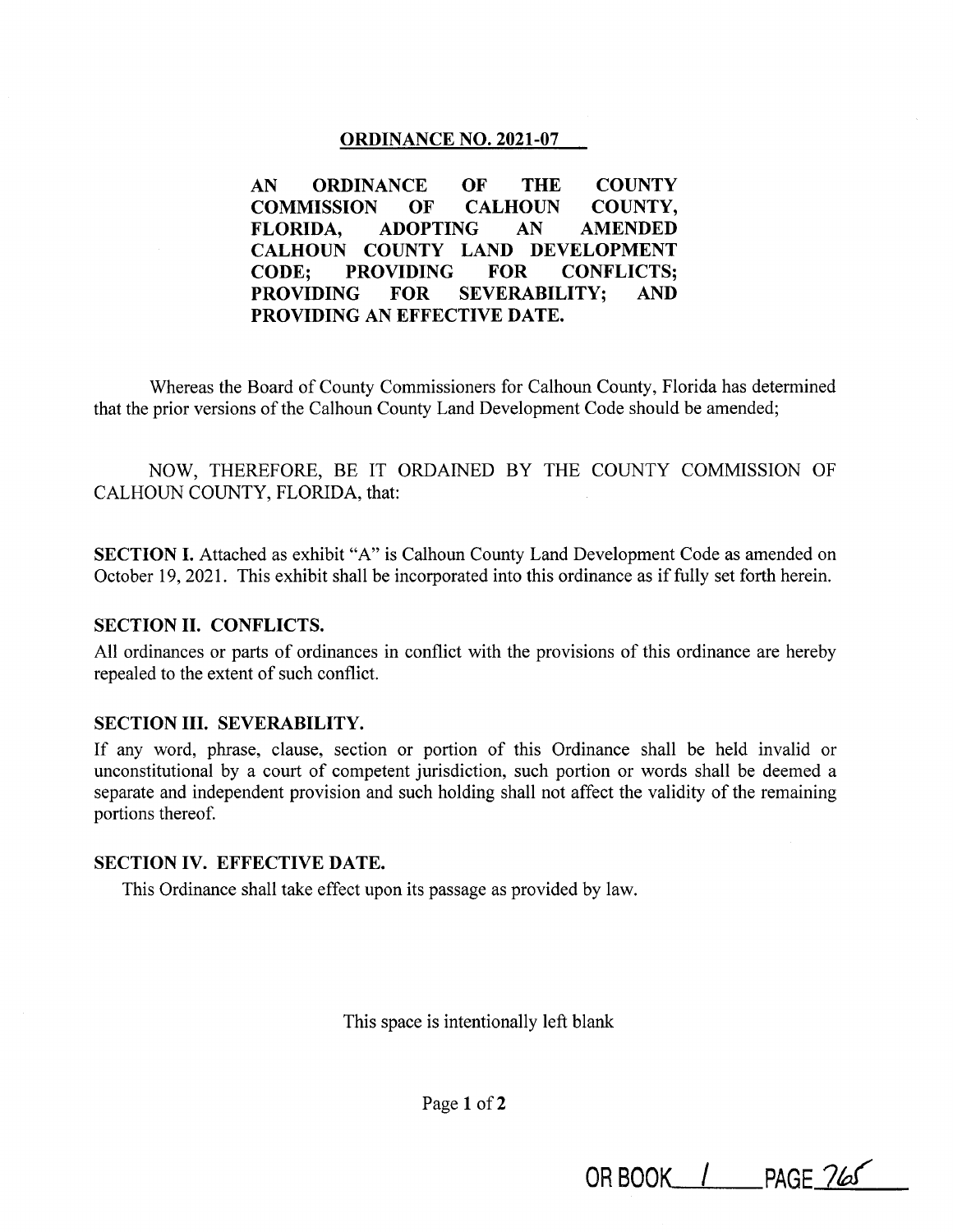# ORDINANCE NO. 2021-07

**AN ORDINANCE OF THE COUNTY COMMISSION OF CALHOUN COUNTY, FLORIDA, ADOPTING AN AMENDED CALHOUN COUNTY LAND DEVELOPMENT CODE; PROVIDING FOR CONFLICTS; PROVIDING FOR SEVERABILITY; AND PROVIDING AN EFFECTIVE DATE.**

Whereas the Board of County Commissioners for Calhoun County, Florida has determined that the prior versions of the Calhoun County Land Development Code should be amended;

NOW, THEREFORE, BE IT ORDAINED BY THE COUNTY COMMISSION OF CALHOUN COUNTY, FLORIDA, that:

**SECTION I.** Attached as exhibit "A" is Calhoun County Land Development Code as amended on October 19, 2021. This exhibit shall be incorporated into this ordinance as if fully set forth herein.

**SECTION II. CONFLICTS.**

All ordinances or parts of ordinances in conflict with the provisions of this ordinance are hereby repealed to the extent of such conflict.

**SECTION III. SEVERABILITY.**

If any word, phrase, clause, section or portion of this Ordinance shall be held invalid or unconstitutional by a court of competent jurisdiction, such portion or words shall be deemed a separate and independent provision and such holding shall not affect the validity of the remaining portions thereof.

**SECTION IV. EFFECTIVE DATE.**

This Ordinance shall take effect upon its passage as provided by law.

This space is intentionally left blank

OR BOOK 1 PAGE 765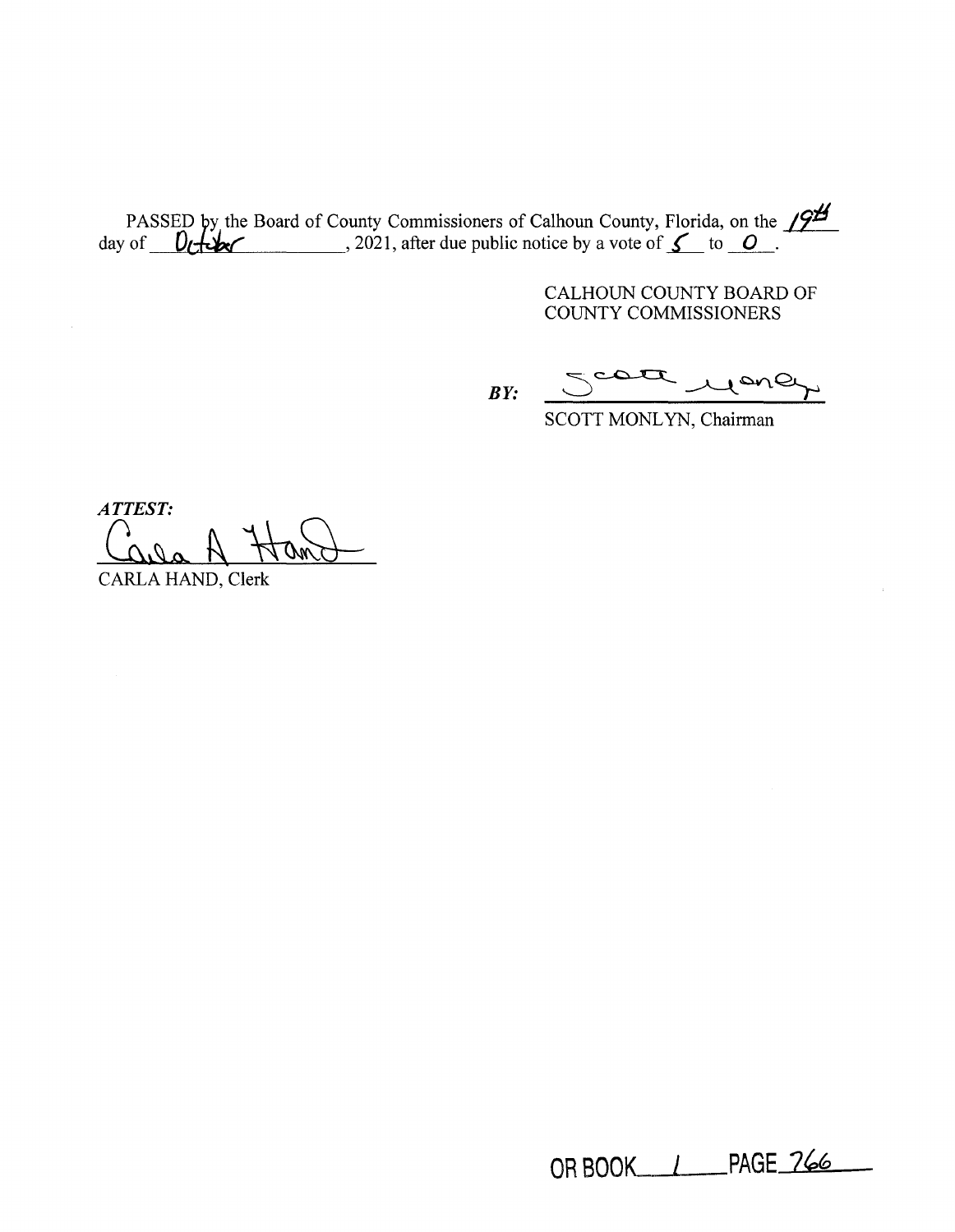PASSED by the Board of County Commissioners of Calhoun County, Florida, on the 19th day of October, 2021, after due public notice by a vote of 5 to 0.

CALHOUN COUNTY BOARD OF COUNTY COMMISSIONERS

*BY:* Scott Monlyn

SCOTT MONLYN, Chairman

*ATTEST:*

Carla A Hand

CARLA HAND, Clerk

OR BOOK 1 PAGE 766